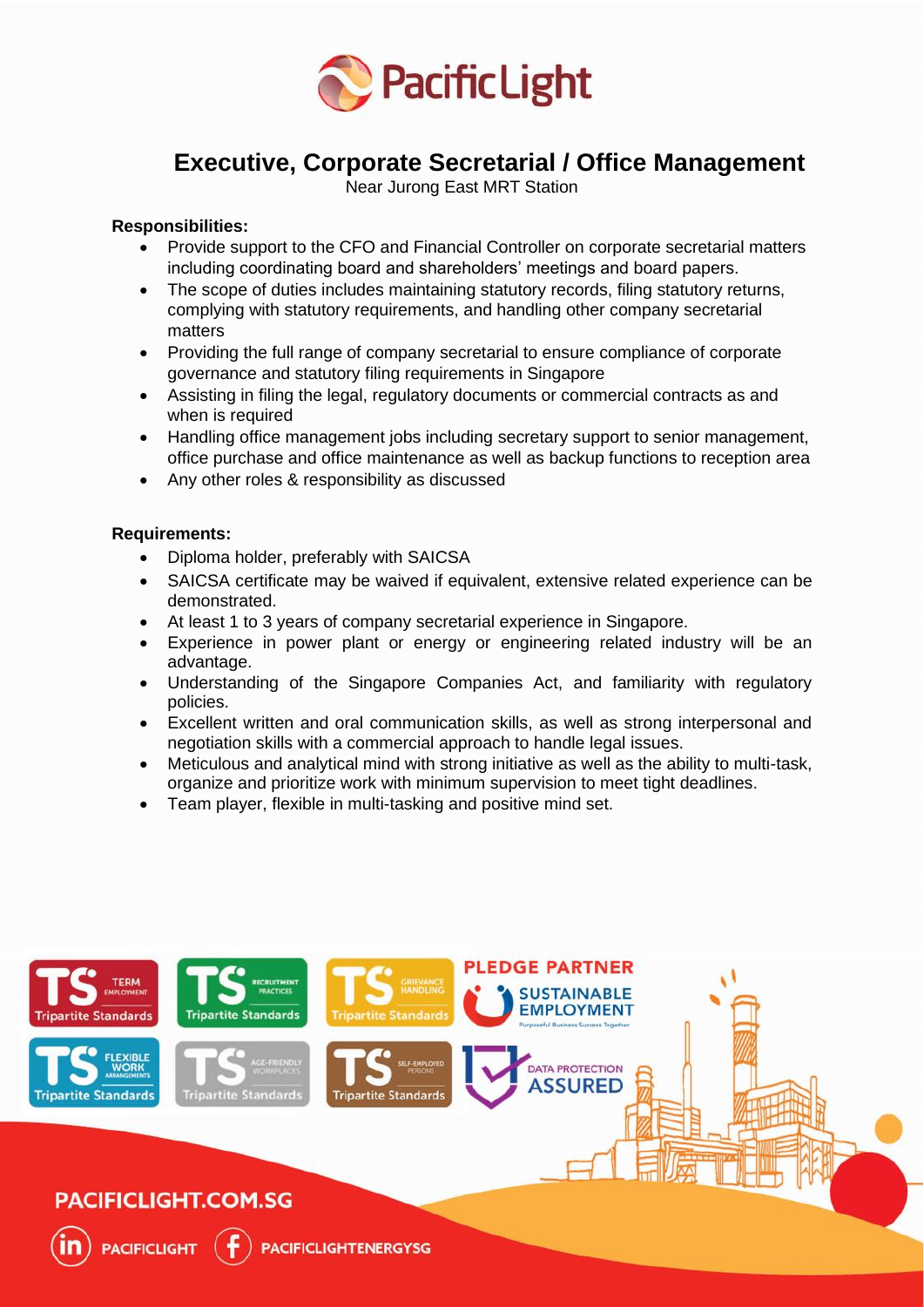PacificLight

# Executive, Corporate Secretarial / Office Management

Near Jurong East MRT Station

**Responsibilities:**

- Provide support to the CFO and Financial Controller on corporate secretarial matters including coordinating board and shareholders' meetings and board papers.
- The scope of duties includes maintaining statutory records, filing statutory returns, complying with statutory requirements, and handling other company secretarial matters
- Providing the full range of company secretarial to ensure compliance of corporate governance and statutory filing requirements in Singapore
- Assisting in filing the legal, regulatory documents or commercial contracts as and when is required
- Handling office management jobs including secretary support to senior management, office purchase and office maintenance as well as backup functions to reception area
- Any other roles & responsibility as discussed

**Requirements:**

- Diploma holder, preferably with SAICSA
- SAICSA certificate may be waived if equivalent, extensive related experience can be demonstrated.
- At least 1 to 3 years of company secretarial experience in Singapore.
- Experience in power plant or energy or engineering related industry will be an advantage.
- Understanding of the Singapore Companies Act, and familiarity with regulatory policies.
- Excellent written and oral communication skills, as well as strong interpersonal and negotiation skills with a commercial approach to handle legal issues.
- Meticulous and analytical mind with strong initiative as well as the ability to multi-task, organize and prioritize work with minimum supervision to meet tight deadlines.
- Team player, flexible in multi-tasking and positive mind set.

TS Term Employment Tripartite Standards
TS Recruitment Practices Tripartite Standards
TS Grievance Handling Tripartite Standards
PLEDGE PARTNER SUSTAINABLE EMPLOYMENT Purposeful Business Success Together
TS Flexible Work Arrangements Tripartite Standards
TS Age-Friendly Workplaces Tripartite Standards
TS Self-Employed Persons Tripartite Standards
DATA PROTECTION ASSURED

PACIFICLIGHT.COM.SG

PACIFICLIGHT PACIFICLIGHTENERGYSG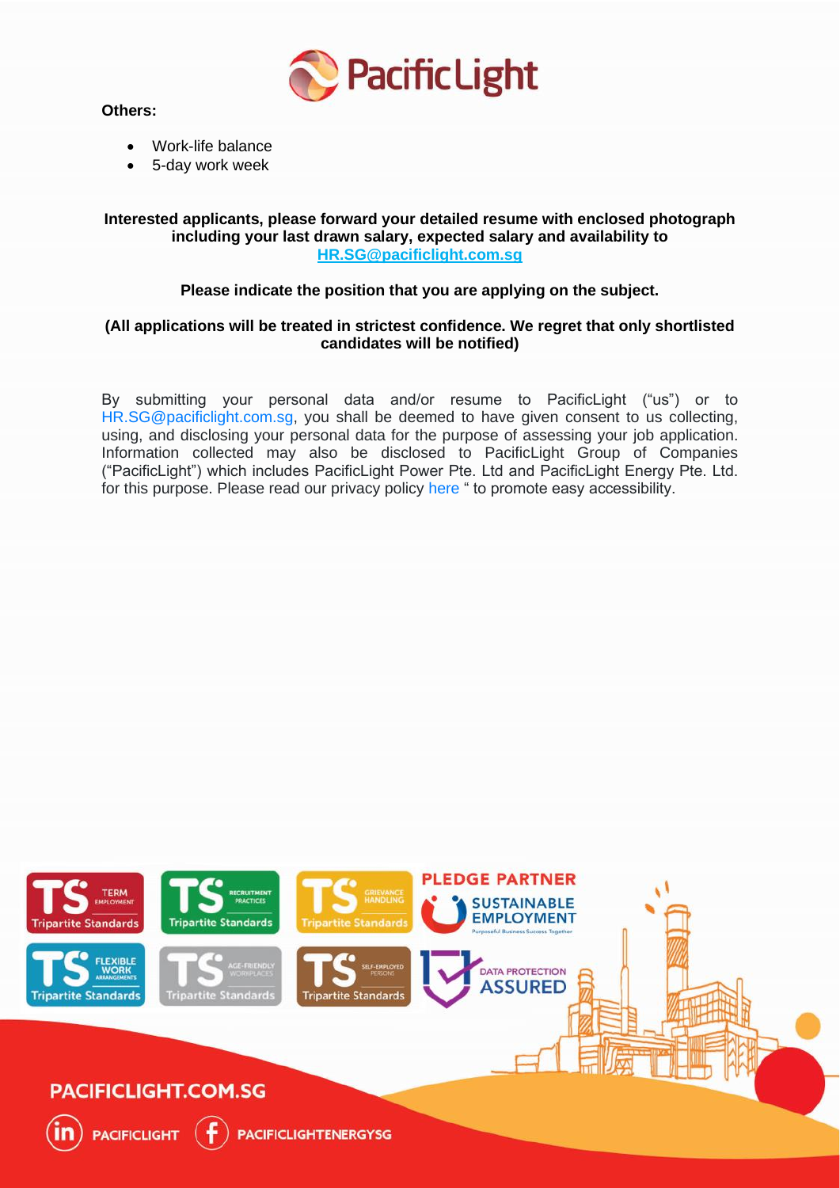**Others:**

- Work-life balance
- 5-day work week

**Interested applicants, please forward your detailed resume with enclosed photograph including your last drawn salary, expected salary and availability to [HR.SG@pacificlight.com.sg](mailto:HR.SG@pacificlight.com.sg)**

**Please indicate the position that you are applying on the subject.**

**(All applications will be treated in strictest confidence. We regret that only shortlisted candidates will be notified)**

By submitting your personal data and/or resume to PacificLight ("us") or to HR.SG@pacificlight.com.sg, you shall be deemed to have given consent to us collecting, using, and disclosing your personal data for the purpose of assessing your job application. Information collected may also be disclosed to PacificLight Group of Companies ("PacificLight") which includes PacificLight Power Pte. Ltd and PacificLight Energy Pte. Ltd. for this purpose. Please read our privacy policy here " to promote easy accessibility.

TERM EMPLOYMENT Tripartite Standards

RECRUITMENT PRACTICES Tripartite Standards

GRIEVANCE HANDLING Tripartite Standards

PLEDGE PARTNER SUSTAINABLE EMPLOYMENT Purposeful Business Success Together

FLEXIBLE WORK ARRANGEMENTS Tripartite Standards

AGE-FRIENDLY WORKPLACES Tripartite Standards

SELF-EMPLOYED PERSONS Tripartite Standards

DATA PROTECTION ASSURED

PACIFICLIGHT.COM.SG

PACIFICLIGHT

PACIFICLIGHTENERGYSG